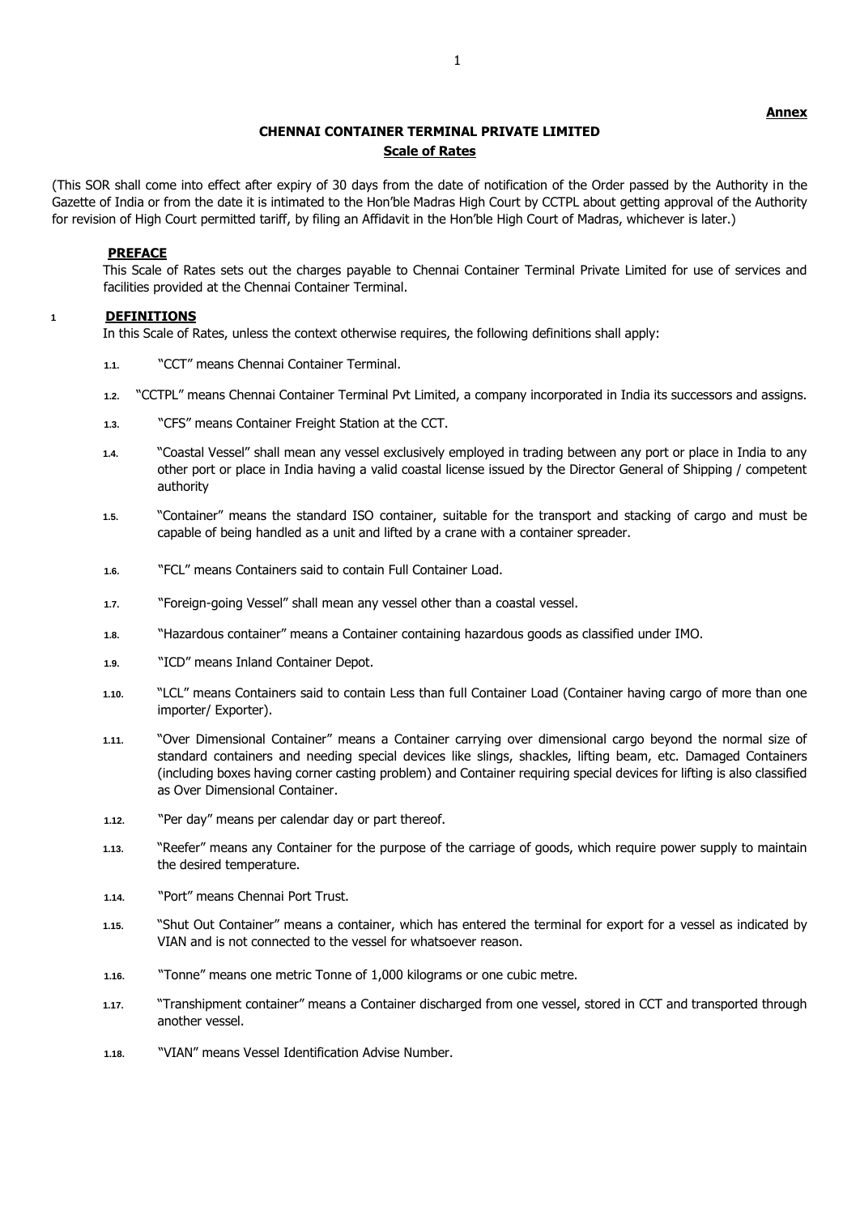**Annex**

# CHENNAI CONTAINER TERMINAL PRIVATE LIMITED

## Scale of Rates

(This SOR shall come into effect after expiry of 30 days from the date of notification of the Order passed by the Authority in the Gazette of India or from the date it is intimated to the Hon'ble Madras High Court by CCTPL about getting approval of the Authority for revision of High Court permitted tariff, by filing an Affidavit in the Hon'ble High Court of Madras, whichever is later.)

### PREFACE

This Scale of Rates sets out the charges payable to Chennai Container Terminal Private Limited for use of services and facilities provided at the Chennai Container Terminal.

### 1 DEFINITIONS

In this Scale of Rates, unless the context otherwise requires, the following definitions shall apply:

1.1. "CCT" means Chennai Container Terminal.

1.2. "CCTPL" means Chennai Container Terminal Pvt Limited, a company incorporated in India its successors and assigns.

1.3. "CFS" means Container Freight Station at the CCT.

1.4. "Coastal Vessel" shall mean any vessel exclusively employed in trading between any port or place in India to any other port or place in India having a valid coastal license issued by the Director General of Shipping / competent authority

1.5. "Container" means the standard ISO container, suitable for the transport and stacking of cargo and must be capable of being handled as a unit and lifted by a crane with a container spreader.

1.6. "FCL" means Containers said to contain Full Container Load.

1.7. "Foreign-going Vessel" shall mean any vessel other than a coastal vessel.

1.8. "Hazardous container" means a Container containing hazardous goods as classified under IMO.

1.9. "ICD" means Inland Container Depot.

1.10. "LCL" means Containers said to contain Less than full Container Load (Container having cargo of more than one importer/ Exporter).

1.11. "Over Dimensional Container" means a Container carrying over dimensional cargo beyond the normal size of standard containers and needing special devices like slings, shackles, lifting beam, etc. Damaged Containers (including boxes having corner casting problem) and Container requiring special devices for lifting is also classified as Over Dimensional Container.

1.12. "Per day" means per calendar day or part thereof.

1.13. "Reefer" means any Container for the purpose of the carriage of goods, which require power supply to maintain the desired temperature.

1.14. "Port" means Chennai Port Trust.

1.15. "Shut Out Container" means a container, which has entered the terminal for export for a vessel as indicated by VIAN and is not connected to the vessel for whatsoever reason.

1.16. "Tonne" means one metric Tonne of 1,000 kilograms or one cubic metre.

1.17. "Transhipment container" means a Container discharged from one vessel, stored in CCT and transported through another vessel.

1.18. "VIAN" means Vessel Identification Advise Number.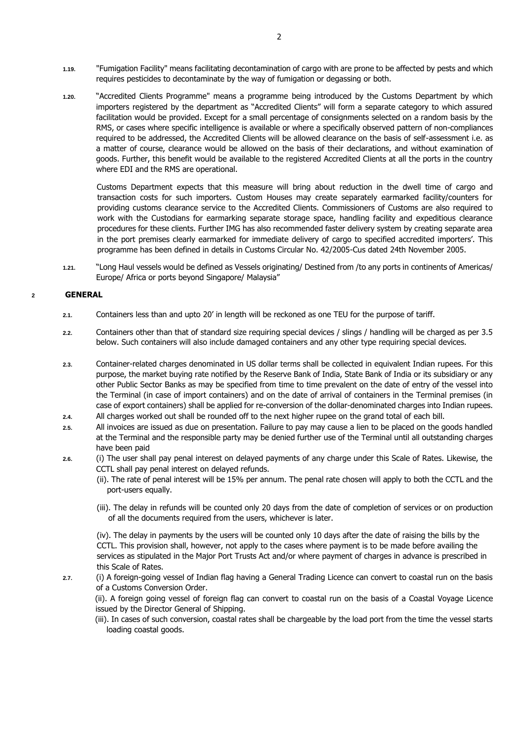1.19. "Fumigation Facility" means facilitating decontamination of cargo with are prone to be affected by pests and which requires pesticides to decontaminate by the way of fumigation or degassing or both.

1.20. "Accredited Clients Programme" means a programme being introduced by the Customs Department by which importers registered by the department as "Accredited Clients" will form a separate category to which assured facilitation would be provided. Except for a small percentage of consignments selected on a random basis by the RMS, or cases where specific intelligence is available or where a specifically observed pattern of non-compliances required to be addressed, the Accredited Clients will be allowed clearance on the basis of self-assessment i.e. as a matter of course, clearance would be allowed on the basis of their declarations, and without examination of goods. Further, this benefit would be available to the registered Accredited Clients at all the ports in the country where EDI and the RMS are operational.

Customs Department expects that this measure will bring about reduction in the dwell time of cargo and transaction costs for such importers. Custom Houses may create separately earmarked facility/counters for providing customs clearance service to the Accredited Clients. Commissioners of Customs are also required to work with the Custodians for earmarking separate storage space, handling facility and expeditious clearance procedures for these clients. Further IMG has also recommended faster delivery system by creating separate area in the port premises clearly earmarked for immediate delivery of cargo to specified accredited importers'. This programme has been defined in details in Customs Circular No. 42/2005-Cus dated 24th November 2005.

1.21. "Long Haul vessels would be defined as Vessels originating/ Destined from /to any ports in continents of Americas/ Europe/ Africa or ports beyond Singapore/ Malaysia"

## 2 GENERAL

2.1. Containers less than and upto 20' in length will be reckoned as one TEU for the purpose of tariff.

2.2. Containers other than that of standard size requiring special devices / slings / handling will be charged as per 3.5 below. Such containers will also include damaged containers and any other type requiring special devices.

2.3. Container-related charges denominated in US dollar terms shall be collected in equivalent Indian rupees. For this purpose, the market buying rate notified by the Reserve Bank of India, State Bank of India or its subsidiary or any other Public Sector Banks as may be specified from time to time prevalent on the date of entry of the vessel into the Terminal (in case of import containers) and on the date of arrival of containers in the Terminal premises (in case of export containers) shall be applied for re-conversion of the dollar-denominated charges into Indian rupees.

2.4. All charges worked out shall be rounded off to the next higher rupee on the grand total of each bill.

2.5. All invoices are issued as due on presentation. Failure to pay may cause a lien to be placed on the goods handled at the Terminal and the responsible party may be denied further use of the Terminal until all outstanding charges have been paid

2.6. (i) The user shall pay penal interest on delayed payments of any charge under this Scale of Rates. Likewise, the CCTL shall pay penal interest on delayed refunds.

(ii). The rate of penal interest will be 15% per annum. The penal rate chosen will apply to both the CCTL and the port-users equally.

(iii). The delay in refunds will be counted only 20 days from the date of completion of services or on production of all the documents required from the users, whichever is later.

(iv). The delay in payments by the users will be counted only 10 days after the date of raising the bills by the CCTL. This provision shall, however, not apply to the cases where payment is to be made before availing the services as stipulated in the Major Port Trusts Act and/or where payment of charges in advance is prescribed in this Scale of Rates.

2.7. (i) A foreign-going vessel of Indian flag having a General Trading Licence can convert to coastal run on the basis of a Customs Conversion Order.

(ii). A foreign going vessel of foreign flag can convert to coastal run on the basis of a Coastal Voyage Licence issued by the Director General of Shipping.

(iii). In cases of such conversion, coastal rates shall be chargeable by the load port from the time the vessel starts loading coastal goods.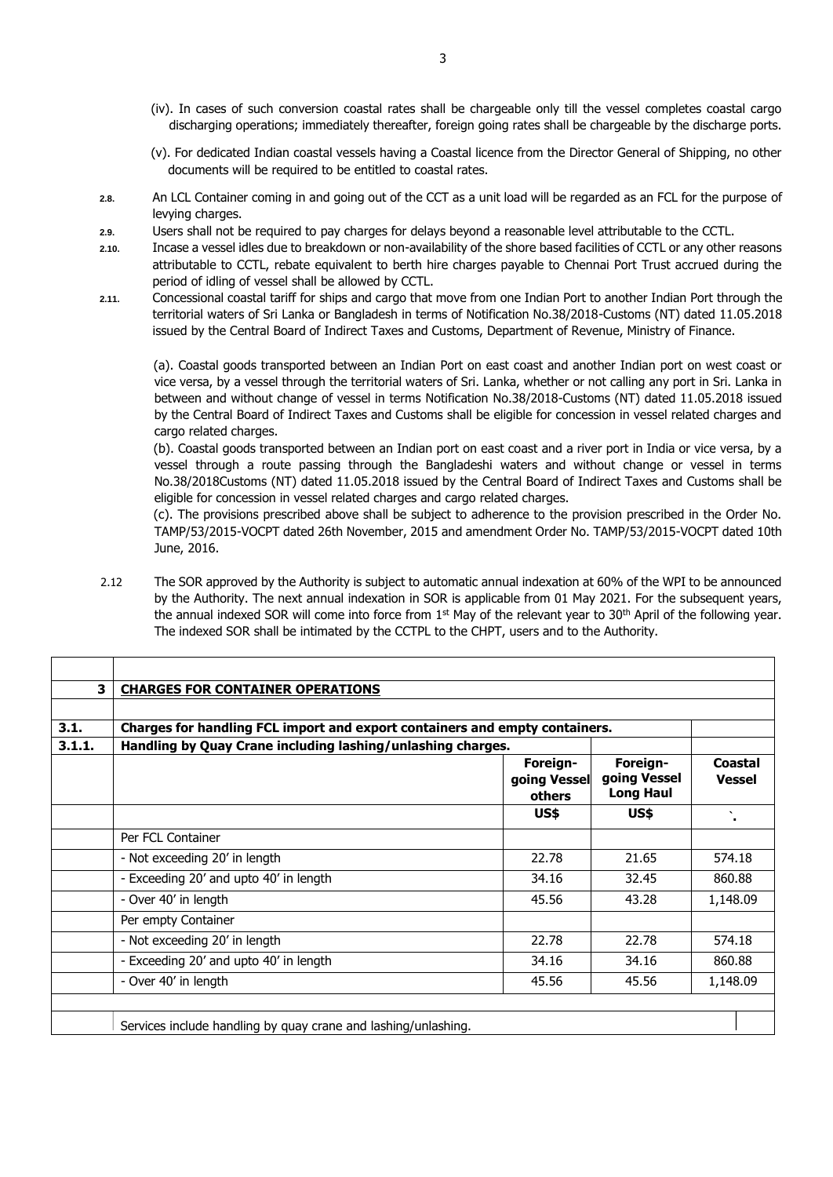(iv). In cases of such conversion coastal rates shall be chargeable only till the vessel completes coastal cargo discharging operations; immediately thereafter, foreign going rates shall be chargeable by the discharge ports.

(v). For dedicated Indian coastal vessels having a Coastal licence from the Director General of Shipping, no other documents will be required to be entitled to coastal rates.

2.8. An LCL Container coming in and going out of the CCT as a unit load will be regarded as an FCL for the purpose of levying charges.

2.9. Users shall not be required to pay charges for delays beyond a reasonable level attributable to the CCTL.

2.10. Incase a vessel idles due to breakdown or non-availability of the shore based facilities of CCTL or any other reasons attributable to CCTL, rebate equivalent to berth hire charges payable to Chennai Port Trust accrued during the period of idling of vessel shall be allowed by CCTL.

2.11. Concessional coastal tariff for ships and cargo that move from one Indian Port to another Indian Port through the territorial waters of Sri Lanka or Bangladesh in terms of Notification No.38/2018-Customs (NT) dated 11.05.2018 issued by the Central Board of Indirect Taxes and Customs, Department of Revenue, Ministry of Finance.

(a). Coastal goods transported between an Indian Port on east coast and another Indian port on west coast or vice versa, by a vessel through the territorial waters of Sri. Lanka, whether or not calling any port in Sri. Lanka in between and without change of vessel in terms Notification No.38/2018-Customs (NT) dated 11.05.2018 issued by the Central Board of Indirect Taxes and Customs shall be eligible for concession in vessel related charges and cargo related charges.

(b). Coastal goods transported between an Indian port on east coast and a river port in India or vice versa, by a vessel through a route passing through the Bangladeshi waters and without change or vessel in terms No.38/2018Customs (NT) dated 11.05.2018 issued by the Central Board of Indirect Taxes and Customs shall be eligible for concession in vessel related charges and cargo related charges.

(c). The provisions prescribed above shall be subject to adherence to the provision prescribed in the Order No. TAMP/53/2015-VOCPT dated 26th November, 2015 and amendment Order No. TAMP/53/2015-VOCPT dated 10th June, 2016.

2.12 The SOR approved by the Authority is subject to automatic annual indexation at 60% of the WPI to be announced by the Authority. The next annual indexation in SOR is applicable from 01 May 2021. For the subsequent years, the annual indexed SOR will come into force from 1st May of the relevant year to 30th April of the following year. The indexed SOR shall be intimated by the CCTPL to the CHPT, users and to the Authority.

| | | | | |
|---|---|---|---|---|
| **3** | **CHARGES FOR CONTAINER OPERATIONS** | | | |
| **3.1.** | **Charges for handling FCL import and export containers and empty containers.** | | | |
| **3.1.1.** | **Handling by Quay Crane including lashing/unlashing charges.** | | | |
| | | **Foreign-going Vessel others** | **Foreign-going Vessel Long Haul** | **Coastal Vessel** |
| | | **US$** | **US$** | ` |
| | Per FCL Container | | | |
| | - Not exceeding 20' in length | 22.78 | 21.65 | 574.18 |
| | - Exceeding 20' and upto 40' in length | 34.16 | 32.45 | 860.88 |
| | - Over 40' in length | 45.56 | 43.28 | 1,148.09 |
| | Per empty Container | | | |
| | - Not exceeding 20' in length | 22.78 | 22.78 | 574.18 |
| | - Exceeding 20' and upto 40' in length | 34.16 | 34.16 | 860.88 |
| | - Over 40' in length | 45.56 | 45.56 | 1,148.09 |
| | Services include handling by quay crane and lashing/unlashing. | | | |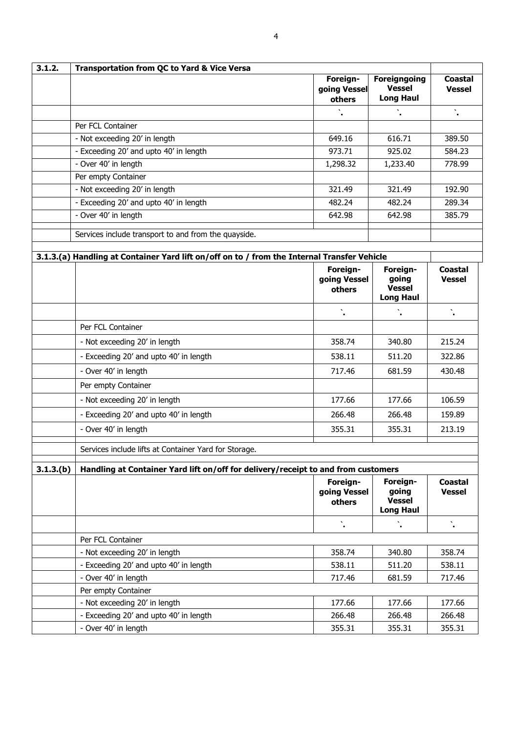| 3.1.2. | Transportation from QC to Yard & Vice Versa | | | |
|---|---|---|---|---|
| | | **Foreign-going Vessel others** | **Foreigngoing Vessel Long Haul** | **Coastal Vessel** |
| | | `. | `. | `. |
| | Per FCL Container | | | |
| | - Not exceeding 20' in length | 649.16 | 616.71 | 389.50 |
| | - Exceeding 20' and upto 40' in length | 973.71 | 925.02 | 584.23 |
| | - Over 40' in length | 1,298.32 | 1,233.40 | 778.99 |
| | Per empty Container | | | |
| | - Not exceeding 20' in length | 321.49 | 321.49 | 192.90 |
| | - Exceeding 20' and upto 40' in length | 482.24 | 482.24 | 289.34 |
| | - Over 40' in length | 642.98 | 642.98 | 385.79 |
| | Services include transport to and from the quayside. | | | |

**3.1.3.(a) Handling at Container Yard lift on/off on to / from the Internal Transfer Vehicle**

| | | Foreign-going Vessel others | Foreign-going Vessel Long Haul | Coastal Vessel |
|---|---|---|---|---|
| | | `. | `. | `. |
| | Per FCL Container | | | |
| | - Not exceeding 20' in length | 358.74 | 340.80 | 215.24 |
| | - Exceeding 20' and upto 40' in length | 538.11 | 511.20 | 322.86 |
| | - Over 40' in length | 717.46 | 681.59 | 430.48 |
| | Per empty Container | | | |
| | - Not exceeding 20' in length | 177.66 | 177.66 | 106.59 |
| | - Exceeding 20' and upto 40' in length | 266.48 | 266.48 | 159.89 |
| | - Over 40' in length | 355.31 | 355.31 | 213.19 |
| | Services include lifts at Container Yard for Storage. | | | |

| 3.1.3.(b) | Handling at Container Yard lift on/off for delivery/receipt to and from customers | | | |
|---|---|---|---|---|
| | | **Foreign-going Vessel others** | **Foreign-going Vessel Long Haul** | **Coastal Vessel** |
| | | `. | `. | `. |
| | Per FCL Container | | | |
| | - Not exceeding 20' in length | 358.74 | 340.80 | 358.74 |
| | - Exceeding 20' and upto 40' in length | 538.11 | 511.20 | 538.11 |
| | - Over 40' in length | 717.46 | 681.59 | 717.46 |
| | Per empty Container | | | |
| | - Not exceeding 20' in length | 177.66 | 177.66 | 177.66 |
| | - Exceeding 20' and upto 40' in length | 266.48 | 266.48 | 266.48 |
| | - Over 40' in length | 355.31 | 355.31 | 355.31 |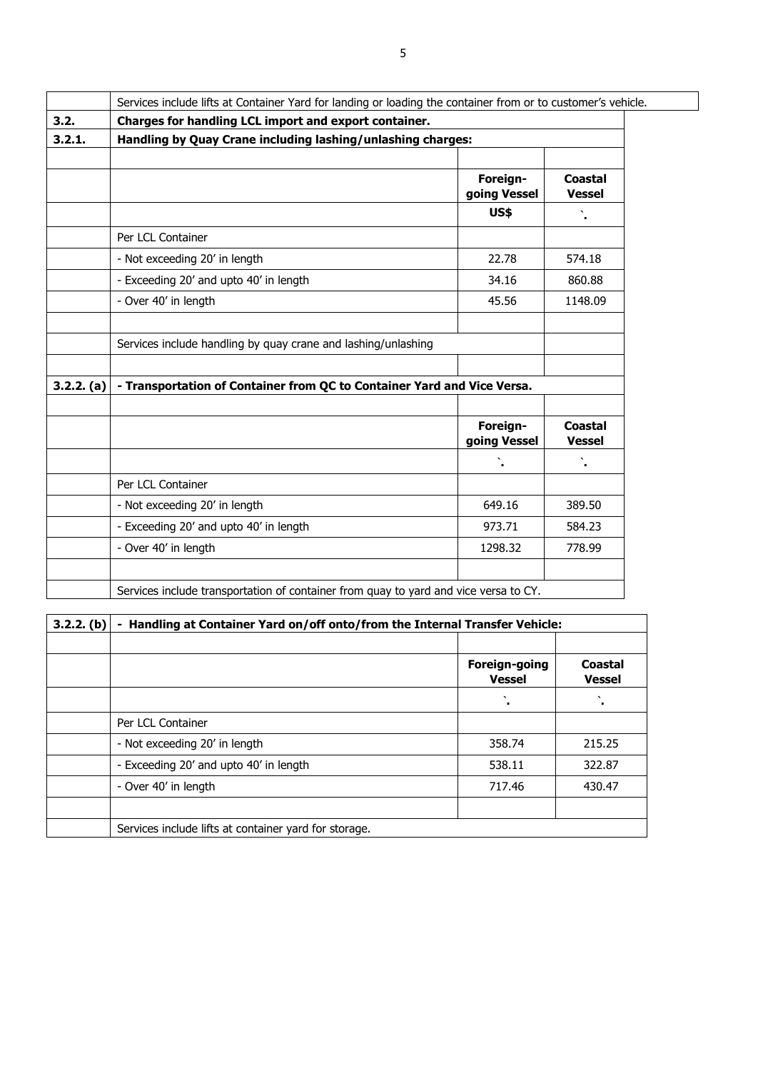| | Services include lifts at Container Yard for landing or loading the container from or to customer's vehicle. | | |
|---|---|---|---|
| **3.2.** | **Charges for handling LCL import and export container.** | | |
| **3.2.1.** | **Handling by Quay Crane including lashing/unlashing charges:** | | |
| | | | |
| | | **Foreign-going Vessel** | **Coastal Vessel** |
| | | **US$** | **`.** |
| | Per LCL Container | | |
| | - Not exceeding 20' in length | 22.78 | 574.18 |
| | - Exceeding 20' and upto 40' in length | 34.16 | 860.88 |
| | - Over 40' in length | 45.56 | 1148.09 |
| | | | |
| | Services include handling by quay crane and lashing/unlashing | | |
| | | | |
| **3.2.2. (a)** | **- Transportation of Container from QC to Container Yard and Vice Versa.** | | |
| | | | |
| | | **Foreign-going Vessel** | **Coastal Vessel** |
| | | **`.** | **`.** |
| | Per LCL Container | | |
| | - Not exceeding 20' in length | 649.16 | 389.50 |
| | - Exceeding 20' and upto 40' in length | 973.71 | 584.23 |
| | - Over 40' in length | 1298.32 | 778.99 |
| | | | |
| | Services include transportation of container from quay to yard and vice versa to CY. | | |

| **3.2.2. (b)** | **- Handling at Container Yard on/off onto/from the Internal Transfer Vehicle:** | | |
|---|---|---|---|
| | | | |
| | | **Foreign-going Vessel** | **Coastal Vessel** |
| | | **`.** | **`.** |
| | Per LCL Container | | |
| | - Not exceeding 20' in length | 358.74 | 215.25 |
| | - Exceeding 20' and upto 40' in length | 538.11 | 322.87 |
| | - Over 40' in length | 717.46 | 430.47 |
| | | | |
| | Services include lifts at container yard for storage. | | |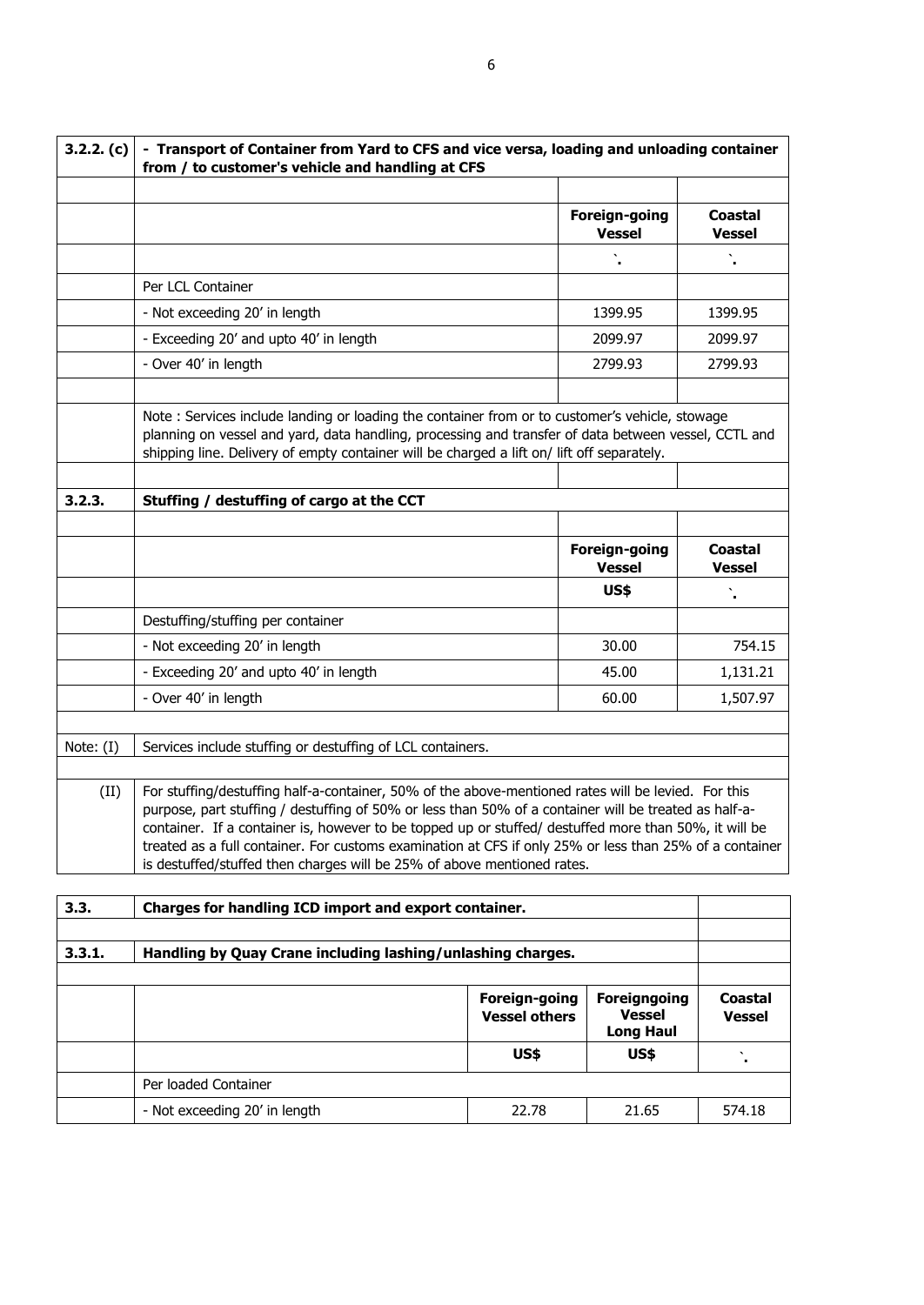| 3.2.2. (c) | - Transport of Container from Yard to CFS and vice versa, loading and unloading container from / to customer's vehicle and handling at CFS | | |
|---|---|---|---|
| | | | |
| | | **Foreign-going Vessel** | **Coastal Vessel** |
| | | ` . | ` . |
| | Per LCL Container | | |
| | - Not exceeding 20' in length | 1399.95 | 1399.95 |
| | - Exceeding 20' and upto 40' in length | 2099.97 | 2099.97 |
| | - Over 40' in length | 2799.93 | 2799.93 |
| | | | |
| | Note : Services include landing or loading the container from or to customer's vehicle, stowage planning on vessel and yard, data handling, processing and transfer of data between vessel, CCTL and shipping line. Delivery of empty container will be charged a lift on/ lift off separately. | | |
| | | | |
| **3.2.3.** | **Stuffing / destuffing of cargo at the CCT** | | |
| | | | |
| | | **Foreign-going Vessel** | **Coastal Vessel** |
| | | **US$** | ` . |
| | Destuffing/stuffing per container | | |
| | - Not exceeding 20' in length | 30.00 | 754.15 |
| | - Exceeding 20' and upto 40' in length | 45.00 | 1,131.21 |
| | - Over 40' in length | 60.00 | 1,507.97 |
| | | | |
| Note: (I) | Services include stuffing or destuffing of LCL containers. | | |
| | | | |
| (II) | For stuffing/destuffing half-a-container, 50% of the above-mentioned rates will be levied. For this purpose, part stuffing / destuffing of 50% or less than 50% of a container will be treated as half-a-container. If a container is, however to be topped up or stuffed/ destuffed more than 50%, it will be treated as a full container. For customs examination at CFS if only 25% or less than 25% of a container is destuffed/stuffed then charges will be 25% of above mentioned rates. | | |

| **3.3.** | **Charges for handling ICD import and export container.** | | | |
|---|---|---|---|---|
| | | | | |
| **3.3.1.** | **Handling by Quay Crane including lashing/unlashing charges.** | | | |
| | | | | |
| | | **Foreign-going Vessel others** | **Foreigngoing Vessel Long Haul** | **Coastal Vessel** |
| | | **US$** | **US$** | ` . |
| | Per loaded Container | | | |
| | - Not exceeding 20' in length | 22.78 | 21.65 | 574.18 |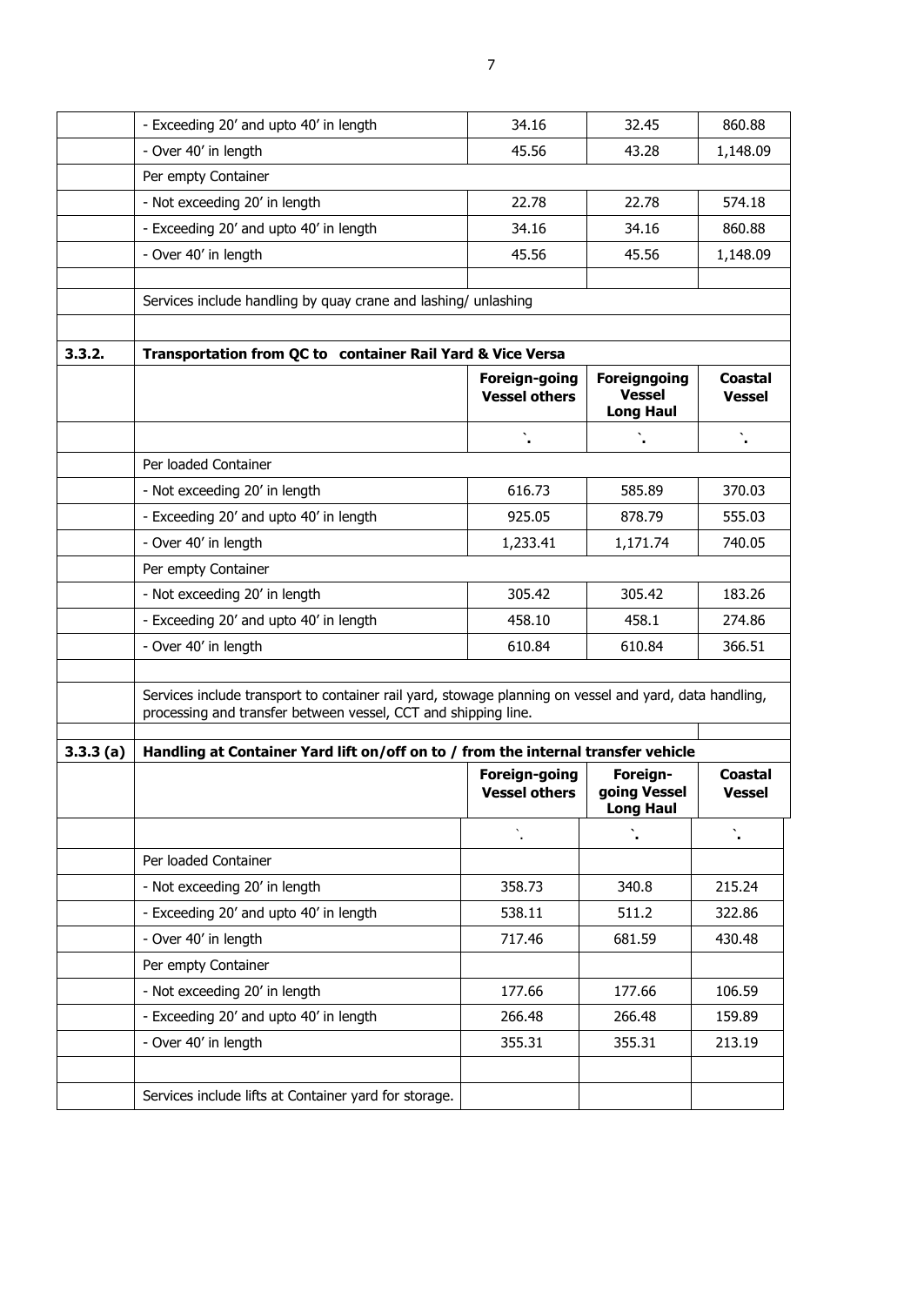| | | | | |
|---|---|---|---|---|
| | - Exceeding 20' and upto 40' in length | 34.16 | 32.45 | 860.88 |
| | - Over 40' in length | 45.56 | 43.28 | 1,148.09 |
| | Per empty Container | | | |
| | - Not exceeding 20' in length | 22.78 | 22.78 | 574.18 |
| | - Exceeding 20' and upto 40' in length | 34.16 | 34.16 | 860.88 |
| | - Over 40' in length | 45.56 | 45.56 | 1,148.09 |
| | | | | |
| | Services include handling by quay crane and lashing/ unlashing | | | |
| | | | | |
| **3.3.2.** | **Transportation from QC to container Rail Yard & Vice Versa** | | | |
| | | **Foreign-going Vessel others** | **Foreigngoing Vessel Long Haul** | **Coastal Vessel** |
| | | `. | `. | `. |
| | Per loaded Container | | | |
| | - Not exceeding 20' in length | 616.73 | 585.89 | 370.03 |
| | - Exceeding 20' and upto 40' in length | 925.05 | 878.79 | 555.03 |
| | - Over 40' in length | 1,233.41 | 1,171.74 | 740.05 |
| | Per empty Container | | | |
| | - Not exceeding 20' in length | 305.42 | 305.42 | 183.26 |
| | - Exceeding 20' and upto 40' in length | 458.10 | 458.1 | 274.86 |
| | - Over 40' in length | 610.84 | 610.84 | 366.51 |
| | | | | |
| | Services include transport to container rail yard, stowage planning on vessel and yard, data handling, processing and transfer between vessel, CCT and shipping line. | | | |
| | | | | |
| **3.3.3 (a)** | **Handling at Container Yard lift on/off on to / from the internal transfer vehicle** | | | |
| | | **Foreign-going Vessel others** | **Foreign-going Vessel Long Haul** | **Coastal Vessel** |
| | | `. | `. | `. |
| | Per loaded Container | | | |
| | - Not exceeding 20' in length | 358.73 | 340.8 | 215.24 |
| | - Exceeding 20' and upto 40' in length | 538.11 | 511.2 | 322.86 |
| | - Over 40' in length | 717.46 | 681.59 | 430.48 |
| | Per empty Container | | | |
| | - Not exceeding 20' in length | 177.66 | 177.66 | 106.59 |
| | - Exceeding 20' and upto 40' in length | 266.48 | 266.48 | 159.89 |
| | - Over 40' in length | 355.31 | 355.31 | 213.19 |
| | | | | |
| | Services include lifts at Container yard for storage. | | | |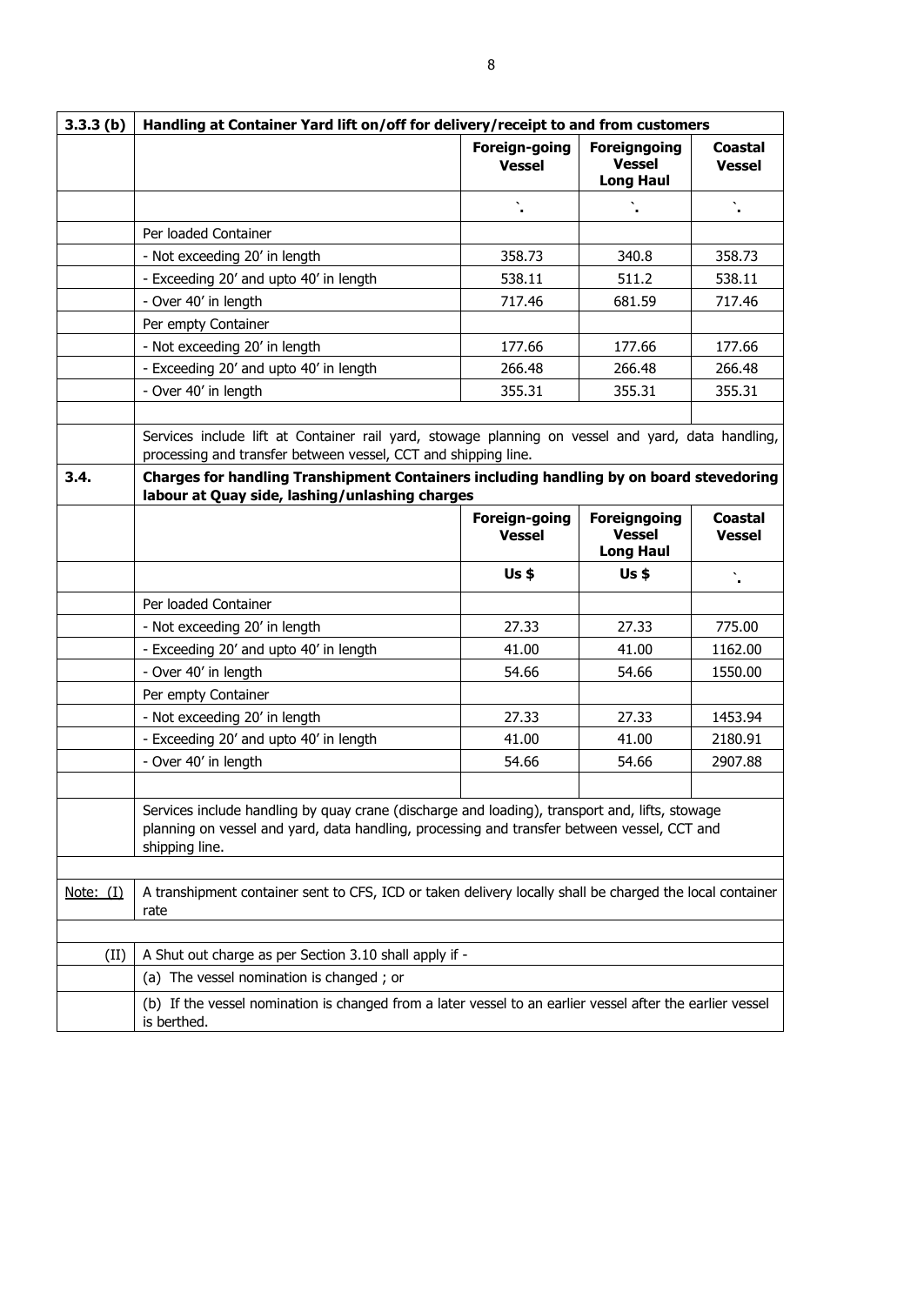| 3.3.3 (b) | Handling at Container Yard lift on/off for delivery/receipt to and from customers | | | |
|---|---|---|---|---|
| | | **Foreign-going Vessel** | **Foreigngoing Vessel Long Haul** | **Coastal Vessel** |
| | | ` | ` | ` |
| | Per loaded Container | | | |
| | - Not exceeding 20' in length | 358.73 | 340.8 | 358.73 |
| | - Exceeding 20' and upto 40' in length | 538.11 | 511.2 | 538.11 |
| | - Over 40' in length | 717.46 | 681.59 | 717.46 |
| | Per empty Container | | | |
| | - Not exceeding 20' in length | 177.66 | 177.66 | 177.66 |
| | - Exceeding 20' and upto 40' in length | 266.48 | 266.48 | 266.48 |
| | - Over 40' in length | 355.31 | 355.31 | 355.31 |
| | | | | |
| | Services include lift at Container rail yard, stowage planning on vessel and yard, data handling, processing and transfer between vessel, CCT and shipping line. | | | |

| 3.4. | Charges for handling Transhipment Containers including handling by on board stevedoring labour at Quay side, lashing/unlashing charges | | | |
|---|---|---|---|---|
| | | **Foreign-going Vessel** | **Foreigngoing Vessel Long Haul** | **Coastal Vessel** |
| | | **Us $** | **Us $** | ` |
| | Per loaded Container | | | |
| | - Not exceeding 20' in length | 27.33 | 27.33 | 775.00 |
| | - Exceeding 20' and upto 40' in length | 41.00 | 41.00 | 1162.00 |
| | - Over 40' in length | 54.66 | 54.66 | 1550.00 |
| | Per empty Container | | | |
| | - Not exceeding 20' in length | 27.33 | 27.33 | 1453.94 |
| | - Exceeding 20' and upto 40' in length | 41.00 | 41.00 | 2180.91 |
| | - Over 40' in length | 54.66 | 54.66 | 2907.88 |
| | | | | |
| | Services include handling by quay crane (discharge and loading), transport and, lifts, stowage planning on vessel and yard, data handling, processing and transfer between vessel, CCT and shipping line. | | | |

| Note: (I) | A transhipment container sent to CFS, ICD or taken delivery locally shall be charged the local container rate |
|---|---|
| (II) | A Shut out charge as per Section 3.10 shall apply if - |
| | (a) The vessel nomination is changed ; or |
| | (b) If the vessel nomination is changed from a later vessel to an earlier vessel after the earlier vessel is berthed. |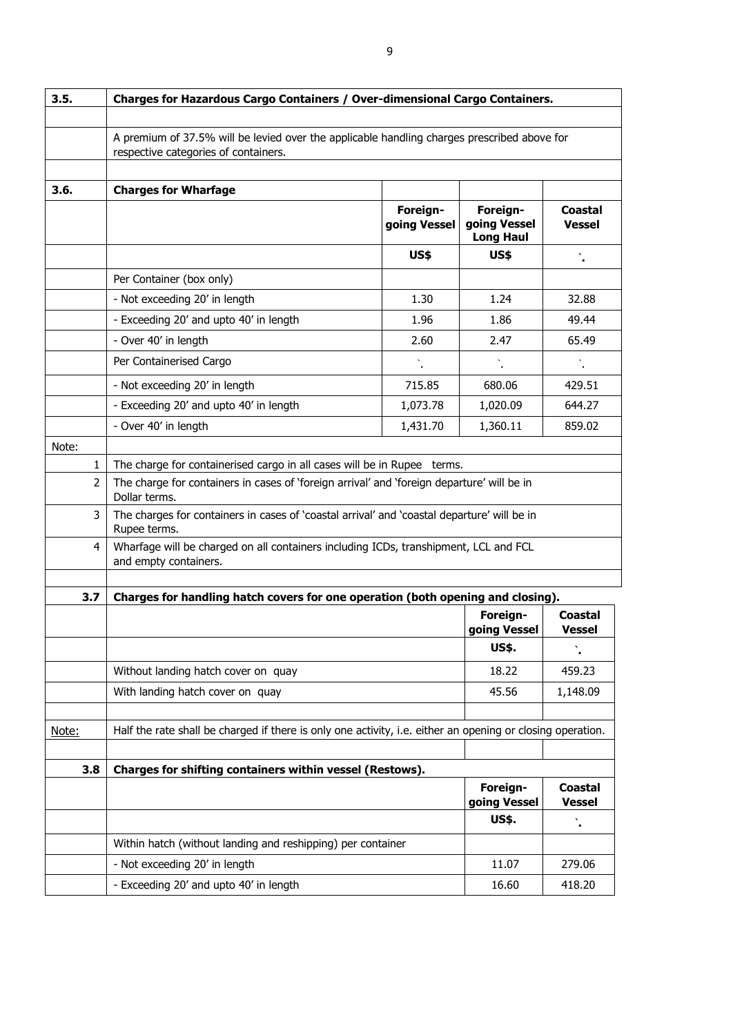## 3.5. Charges for Hazardous Cargo Containers / Over-dimensional Cargo Containers.

A premium of 37.5% will be levied over the applicable handling charges prescribed above for respective categories of containers.

## 3.6. Charges for Wharfage

| | Foreign-going Vessel | Foreign-going Vessel Long Haul | Coastal Vessel |
|---|---|---|---|
| | US$ | US$ | ` |
| Per Container (box only) | | | |
| - Not exceeding 20' in length | 1.30 | 1.24 | 32.88 |
| - Exceeding 20' and upto 40' in length | 1.96 | 1.86 | 49.44 |
| - Over 40' in length | 2.60 | 2.47 | 65.49 |
| Per Containerised Cargo | ` | ` | ` |
| - Not exceeding 20' in length | 715.85 | 680.06 | 429.51 |
| - Exceeding 20' and upto 40' in length | 1,073.78 | 1,020.09 | 644.27 |
| - Over 40' in length | 1,431.70 | 1,360.11 | 859.02 |

Note:

1. The charge for containerised cargo in all cases will be in Rupee terms.
2. The charge for containers in cases of 'foreign arrival' and 'foreign departure' will be in Dollar terms.
3. The charges for containers in cases of 'coastal arrival' and 'coastal departure' will be in Rupee terms.
4. Wharfage will be charged on all containers including ICDs, transhipment, LCL and FCL and empty containers.

## 3.7 Charges for handling hatch covers for one operation (both opening and closing).

| | Foreign-going Vessel | Coastal Vessel |
|---|---|---|
| | US$. | ` |
| Without landing hatch cover on quay | 18.22 | 459.23 |
| With landing hatch cover on quay | 45.56 | 1,148.09 |

Note: Half the rate shall be charged if there is only one activity, i.e. either an opening or closing operation.

## 3.8 Charges for shifting containers within vessel (Restows).

| | Foreign-going Vessel | Coastal Vessel |
|---|---|---|
| | US$. | ` |
| Within hatch (without landing and reshipping) per container | | |
| - Not exceeding 20' in length | 11.07 | 279.06 |
| - Exceeding 20' and upto 40' in length | 16.60 | 418.20 |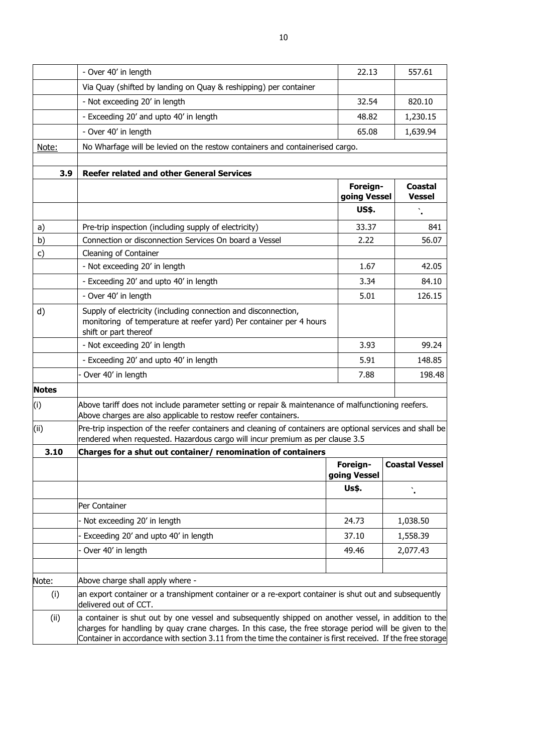| | | | |
|---|---|---|---|
| | - Over 40' in length | 22.13 | 557.61 |
| | Via Quay (shifted by landing on Quay & reshipping) per container | | |
| | - Not exceeding 20' in length | 32.54 | 820.10 |
| | - Exceeding 20' and upto 40' in length | 48.82 | 1,230.15 |
| | - Over 40' in length | 65.08 | 1,639.94 |
| Note: | No Wharfage will be levied on the restow containers and containerised cargo. | | |

| | | | |
|---|---|---|---|
| **3.9** | **Reefer related and other General Services** | | |
| | | **Foreign-going Vessel** | **Coastal Vessel** |
| | | **US$.** | **`.** |
| a) | Pre-trip inspection (including supply of electricity) | 33.37 | 841 |
| b) | Connection or disconnection Services On board a Vessel | 2.22 | 56.07 |
| c) | Cleaning of Container | | |
| | - Not exceeding 20' in length | 1.67 | 42.05 |
| | - Exceeding 20' and upto 40' in length | 3.34 | 84.10 |
| | - Over 40' in length | 5.01 | 126.15 |
| d) | Supply of electricity (including connection and disconnection, monitoring of temperature at reefer yard) Per container per 4 hours shift or part thereof | | |
| | - Not exceeding 20' in length | 3.93 | 99.24 |
| | - Exceeding 20' and upto 40' in length | 5.91 | 148.85 |
| | - Over 40' in length | 7.88 | 198.48 |
| **Notes** | | | |
| (i) | Above tariff does not include parameter setting or repair & maintenance of malfunctioning reefers. Above charges are also applicable to restow reefer containers. | | |
| (ii) | Pre-trip inspection of the reefer containers and cleaning of containers are optional services and shall be rendered when requested. Hazardous cargo will incur premium as per clause 3.5 | | |

| | | | |
|---|---|---|---|
| **3.10** | **Charges for a shut out container/ renomination of containers** | | |
| | | **Foreign-going Vessel** | **Coastal Vessel** |
| | | **Us$.** | **`.** |
| | Per Container | | |
| | - Not exceeding 20' in length | 24.73 | 1,038.50 |
| | - Exceeding 20' and upto 40' in length | 37.10 | 1,558.39 |
| | - Over 40' in length | 49.46 | 2,077.43 |
| | | | |
| Note: | Above charge shall apply where - | | |
| (i) | an export container or a transhipment container or a re-export container is shut out and subsequently delivered out of CCT. | | |
| (ii) | a container is shut out by one vessel and subsequently shipped on another vessel, in addition to the charges for handling by quay crane charges. In this case, the free storage period will be given to the Container in accordance with section 3.11 from the time the container is first received. If the free storage | | |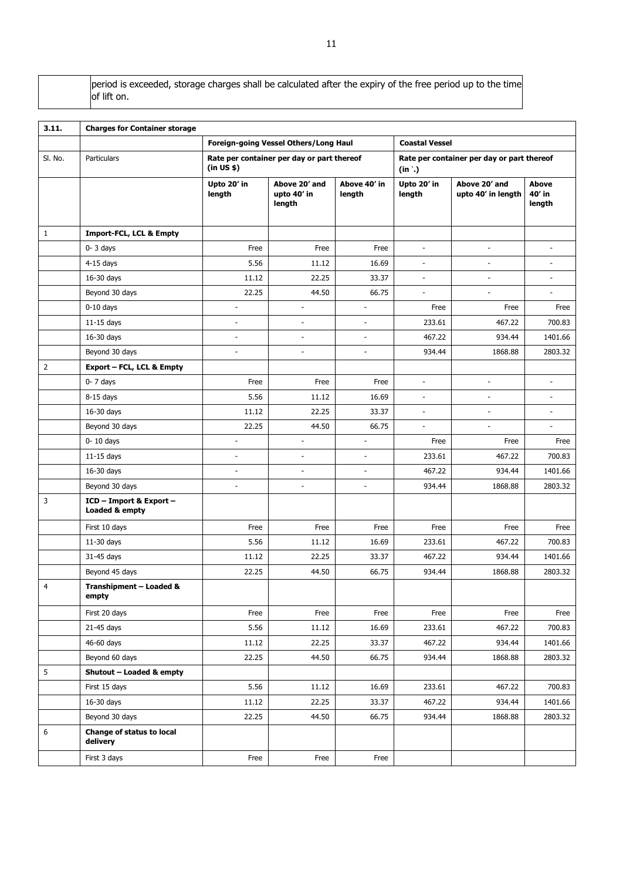| | period is exceeded, storage charges shall be calculated after the expiry of the free period up to the time of lift on. |
|---|---|

| 3.11. | Charges for Container storage | | | | | | |
|---|---|---|---|---|---|---|---|
| | | Foreign-going Vessel Others/Long Haul | | | Coastal Vessel | | |
| Sl. No. | Particulars | Rate per container per day or part thereof (in US $) | | | Rate per container per day or part thereof (in `.) | | |
| | | Upto 20' in length | Above 20' and upto 40' in length | Above 40' in length | Upto 20' in length | Above 20' and upto 40' in length | Above 40' in length |
| 1 | **Import-FCL, LCL & Empty** | | | | | | |
| | 0- 3 days | Free | Free | Free | - | - | - |
| | 4-15 days | 5.56 | 11.12 | 16.69 | - | - | - |
| | 16-30 days | 11.12 | 22.25 | 33.37 | - | - | - |
| | Beyond 30 days | 22.25 | 44.50 | 66.75 | - | - | - |
| | 0-10 days | - | - | - | Free | Free | Free |
| | 11-15 days | - | - | - | 233.61 | 467.22 | 700.83 |
| | 16-30 days | - | - | - | 467.22 | 934.44 | 1401.66 |
| | Beyond 30 days | - | - | - | 934.44 | 1868.88 | 2803.32 |
| 2 | **Export – FCL, LCL & Empty** | | | | | | |
| | 0- 7 days | Free | Free | Free | - | - | - |
| | 8-15 days | 5.56 | 11.12 | 16.69 | - | - | - |
| | 16-30 days | 11.12 | 22.25 | 33.37 | - | - | - |
| | Beyond 30 days | 22.25 | 44.50 | 66.75 | - | - | - |
| | 0- 10 days | - | - | - | Free | Free | Free |
| | 11-15 days | - | - | - | 233.61 | 467.22 | 700.83 |
| | 16-30 days | - | - | - | 467.22 | 934.44 | 1401.66 |
| | Beyond 30 days | - | - | - | 934.44 | 1868.88 | 2803.32 |
| 3 | **ICD – Import & Export – Loaded & empty** | | | | | | |
| | First 10 days | Free | Free | Free | Free | Free | Free |
| | 11-30 days | 5.56 | 11.12 | 16.69 | 233.61 | 467.22 | 700.83 |
| | 31-45 days | 11.12 | 22.25 | 33.37 | 467.22 | 934.44 | 1401.66 |
| | Beyond 45 days | 22.25 | 44.50 | 66.75 | 934.44 | 1868.88 | 2803.32 |
| 4 | **Transhipment – Loaded & empty** | | | | | | |
| | First 20 days | Free | Free | Free | Free | Free | Free |
| | 21-45 days | 5.56 | 11.12 | 16.69 | 233.61 | 467.22 | 700.83 |
| | 46-60 days | 11.12 | 22.25 | 33.37 | 467.22 | 934.44 | 1401.66 |
| | Beyond 60 days | 22.25 | 44.50 | 66.75 | 934.44 | 1868.88 | 2803.32 |
| 5 | **Shutout – Loaded & empty** | | | | | | |
| | First 15 days | 5.56 | 11.12 | 16.69 | 233.61 | 467.22 | 700.83 |
| | 16-30 days | 11.12 | 22.25 | 33.37 | 467.22 | 934.44 | 1401.66 |
| | Beyond 30 days | 22.25 | 44.50 | 66.75 | 934.44 | 1868.88 | 2803.32 |
| 6 | **Change of status to local delivery** | | | | | | |
| | First 3 days | Free | Free | Free | | | |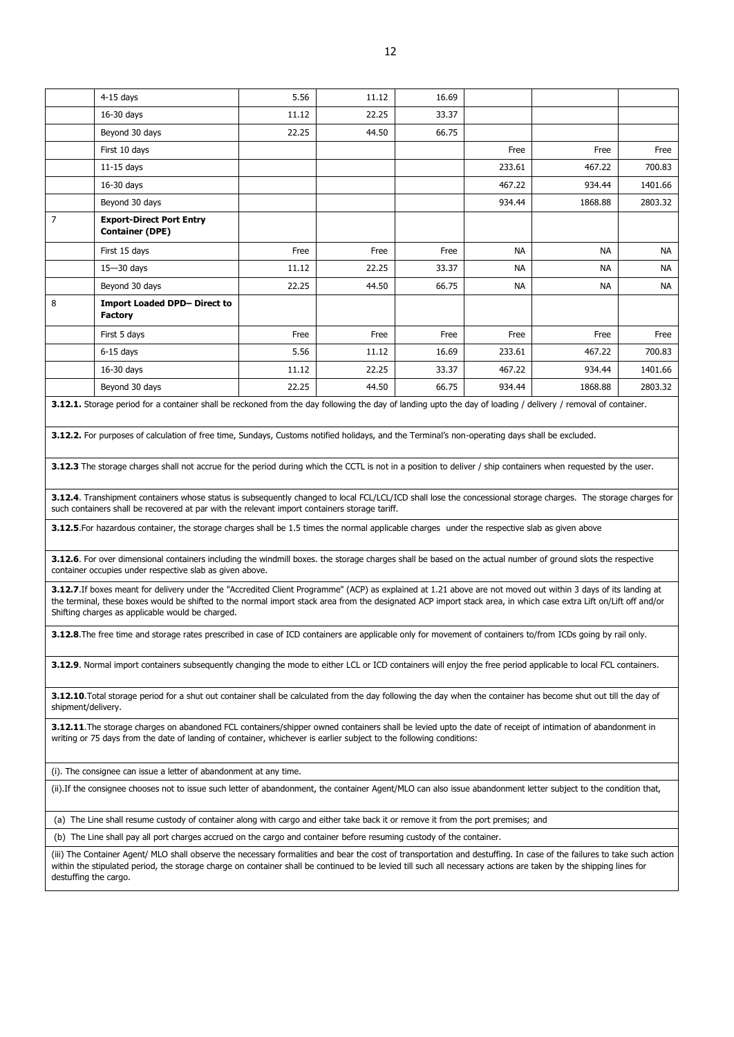|   |   |   |   |   |   |   |   |
|---|---|---|---|---|---|---|---|
|  | 4-15 days | 5.56 | 11.12 | 16.69 |  |  |  |
|  | 16-30 days | 11.12 | 22.25 | 33.37 |  |  |  |
|  | Beyond 30 days | 22.25 | 44.50 | 66.75 |  |  |  |
|  | First 10 days |  |  |  | Free | Free | Free |
|  | 11-15 days |  |  |  | 233.61 | 467.22 | 700.83 |
|  | 16-30 days |  |  |  | 467.22 | 934.44 | 1401.66 |
|  | Beyond 30 days |  |  |  | 934.44 | 1868.88 | 2803.32 |
| 7 | **Export-Direct Port Entry Container (DPE)** |  |  |  |  |  |  |
|  | First 15 days | Free | Free | Free | NA | NA | NA |
|  | 15—30 days | 11.12 | 22.25 | 33.37 | NA | NA | NA |
|  | Beyond 30 days | 22.25 | 44.50 | 66.75 | NA | NA | NA |
| 8 | **Import Loaded DPD– Direct to Factory** |  |  |  |  |  |  |
|  | First 5 days | Free | Free | Free | Free | Free | Free |
|  | 6-15 days | 5.56 | 11.12 | 16.69 | 233.61 | 467.22 | 700.83 |
|  | 16-30 days | 11.12 | 22.25 | 33.37 | 467.22 | 934.44 | 1401.66 |
|  | Beyond 30 days | 22.25 | 44.50 | 66.75 | 934.44 | 1868.88 | 2803.32 |

**3.12.1.** Storage period for a container shall be reckoned from the day following the day of landing upto the day of loading / delivery / removal of container.

**3.12.2.** For purposes of calculation of free time, Sundays, Customs notified holidays, and the Terminal's non-operating days shall be excluded.

**3.12.3** The storage charges shall not accrue for the period during which the CCTL is not in a position to deliver / ship containers when requested by the user.

**3.12.4**. Transhipment containers whose status is subsequently changed to local FCL/LCL/ICD shall lose the concessional storage charges. The storage charges for such containers shall be recovered at par with the relevant import containers storage tariff.

**3.12.5**.For hazardous container, the storage charges shall be 1.5 times the normal applicable charges under the respective slab as given above

**3.12.6**. For over dimensional containers including the windmill boxes. the storage charges shall be based on the actual number of ground slots the respective container occupies under respective slab as given above.

**3.12.7**.If boxes meant for delivery under the "Accredited Client Programme" (ACP) as explained at 1.21 above are not moved out within 3 days of its landing at the terminal, these boxes would be shifted to the normal import stack area from the designated ACP import stack area, in which case extra Lift on/Lift off and/or Shifting charges as applicable would be charged.

**3.12.8**.The free time and storage rates prescribed in case of ICD containers are applicable only for movement of containers to/from ICDs going by rail only.

**3.12.9**. Normal import containers subsequently changing the mode to either LCL or ICD containers will enjoy the free period applicable to local FCL containers.

**3.12.10**.Total storage period for a shut out container shall be calculated from the day following the day when the container has become shut out till the day of shipment/delivery.

**3.12.11**.The storage charges on abandoned FCL containers/shipper owned containers shall be levied upto the date of receipt of intimation of abandonment in writing or 75 days from the date of landing of container, whichever is earlier subject to the following conditions:

(i). The consignee can issue a letter of abandonment at any time.

(ii).If the consignee chooses not to issue such letter of abandonment, the container Agent/MLO can also issue abandonment letter subject to the condition that,

(a) The Line shall resume custody of container along with cargo and either take back it or remove it from the port premises; and

(b) The Line shall pay all port charges accrued on the cargo and container before resuming custody of the container.

(iii) The Container Agent/ MLO shall observe the necessary formalities and bear the cost of transportation and destuffing. In case of the failures to take such action within the stipulated period, the storage charge on container shall be continued to be levied till such all necessary actions are taken by the shipping lines for destuffing the cargo.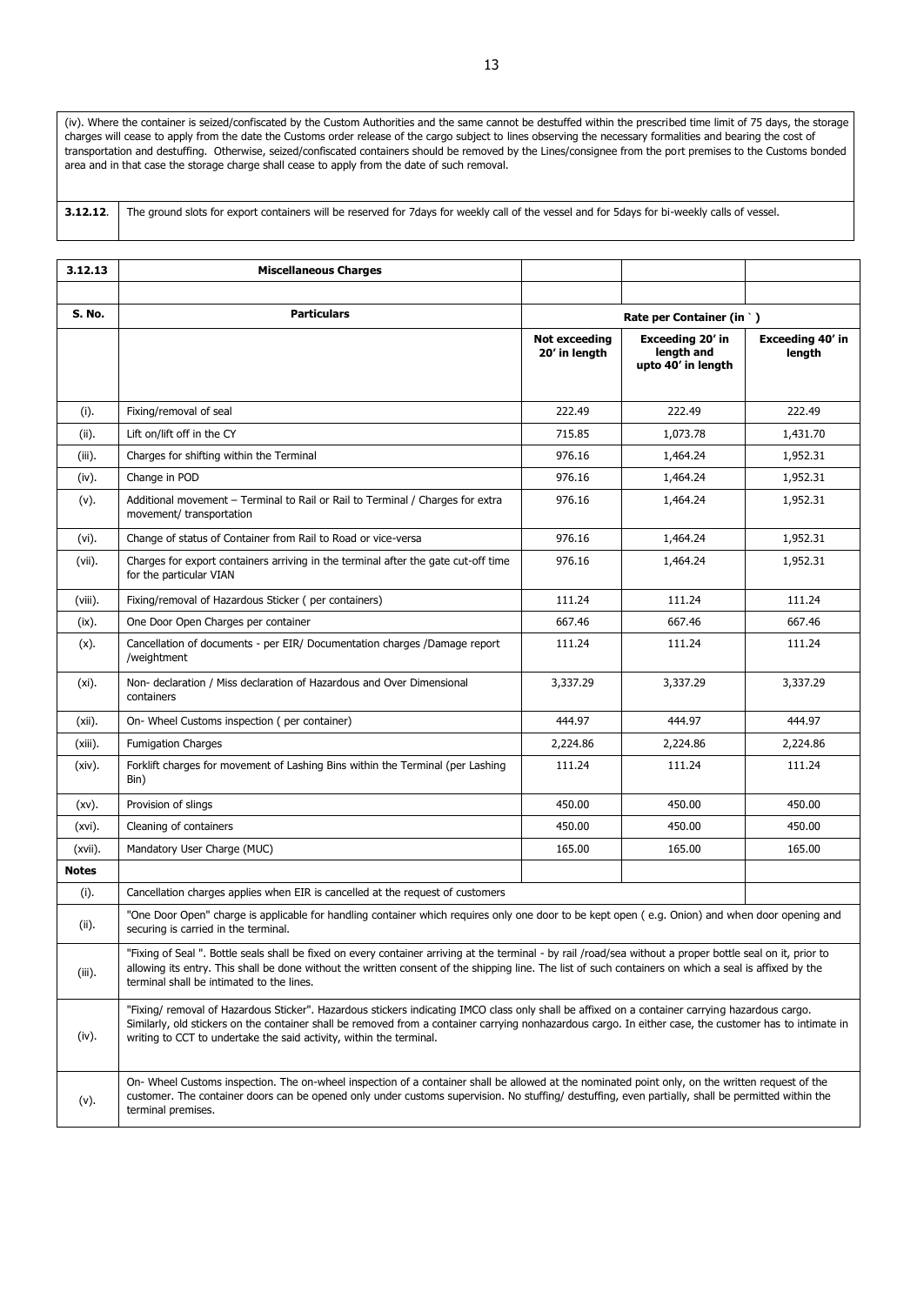| | |
|---|---|
| | (iv). Where the container is seized/confiscated by the Custom Authorities and the same cannot be destuffed within the prescribed time limit of 75 days, the storage charges will cease to apply from the date the Customs order release of the cargo subject to lines observing the necessary formalities and bearing the cost of transportation and destuffing. Otherwise, seized/confiscated containers should be removed by the Lines/consignee from the port premises to the Customs bonded area and in that case the storage charge shall cease to apply from the date of such removal. |
| **3.12.12**. | The ground slots for export containers will be reserved for 7days for weekly call of the vessel and for 5days for bi-weekly calls of vessel. |

| **3.12.13** | **Miscellaneous Charges** | | | |
|---|---|---|---|---|
| | | | | |
| **S. No.** | **Particulars** | **Rate per Container (in ` )** | | |
| | | **Not exceeding 20' in length** | **Exceeding 20' in length and upto 40' in length** | **Exceeding 40' in length** |
| (i). | Fixing/removal of seal | 222.49 | 222.49 | 222.49 |
| (ii). | Lift on/lift off in the CY | 715.85 | 1,073.78 | 1,431.70 |
| (iii). | Charges for shifting within the Terminal | 976.16 | 1,464.24 | 1,952.31 |
| (iv). | Change in POD | 976.16 | 1,464.24 | 1,952.31 |
| (v). | Additional movement – Terminal to Rail or Rail to Terminal / Charges for extra movement/ transportation | 976.16 | 1,464.24 | 1,952.31 |
| (vi). | Change of status of Container from Rail to Road or vice-versa | 976.16 | 1,464.24 | 1,952.31 |
| (vii). | Charges for export containers arriving in the terminal after the gate cut-off time for the particular VIAN | 976.16 | 1,464.24 | 1,952.31 |
| (viii). | Fixing/removal of Hazardous Sticker ( per containers) | 111.24 | 111.24 | 111.24 |
| (ix). | One Door Open Charges per container | 667.46 | 667.46 | 667.46 |
| (x). | Cancellation of documents - per EIR/ Documentation charges /Damage report /weightment | 111.24 | 111.24 | 111.24 |
| (xi). | Non- declaration / Miss declaration of Hazardous and Over Dimensional containers | 3,337.29 | 3,337.29 | 3,337.29 |
| (xii). | On- Wheel Customs inspection ( per container) | 444.97 | 444.97 | 444.97 |
| (xiii). | Fumigation Charges | 2,224.86 | 2,224.86 | 2,224.86 |
| (xiv). | Forklift charges for movement of Lashing Bins within the Terminal (per Lashing Bin) | 111.24 | 111.24 | 111.24 |
| (xv). | Provision of slings | 450.00 | 450.00 | 450.00 |
| (xvi). | Cleaning of containers | 450.00 | 450.00 | 450.00 |
| (xvii). | Mandatory User Charge (MUC) | 165.00 | 165.00 | 165.00 |
| **Notes** | | | | |
| (i). | Cancellation charges applies when EIR is cancelled at the request of customers | | | |
| (ii). | "One Door Open" charge is applicable for handling container which requires only one door to be kept open ( e.g. Onion) and when door opening and securing is carried in the terminal. | | | |
| (iii). | "Fixing of Seal ". Bottle seals shall be fixed on every container arriving at the terminal - by rail /road/sea without a proper bottle seal on it, prior to allowing its entry. This shall be done without the written consent of the shipping line. The list of such containers on which a seal is affixed by the terminal shall be intimated to the lines. | | | |
| (iv). | "Fixing/ removal of Hazardous Sticker". Hazardous stickers indicating IMCO class only shall be affixed on a container carrying hazardous cargo. Similarly, old stickers on the container shall be removed from a container carrying nonhazardous cargo. In either case, the customer has to intimate in writing to CCT to undertake the said activity, within the terminal. | | | |
| (v). | On- Wheel Customs inspection. The on-wheel inspection of a container shall be allowed at the nominated point only, on the written request of the customer. The container doors can be opened only under customs supervision. No stuffing/ destuffing, even partially, shall be permitted within the terminal premises. | | | |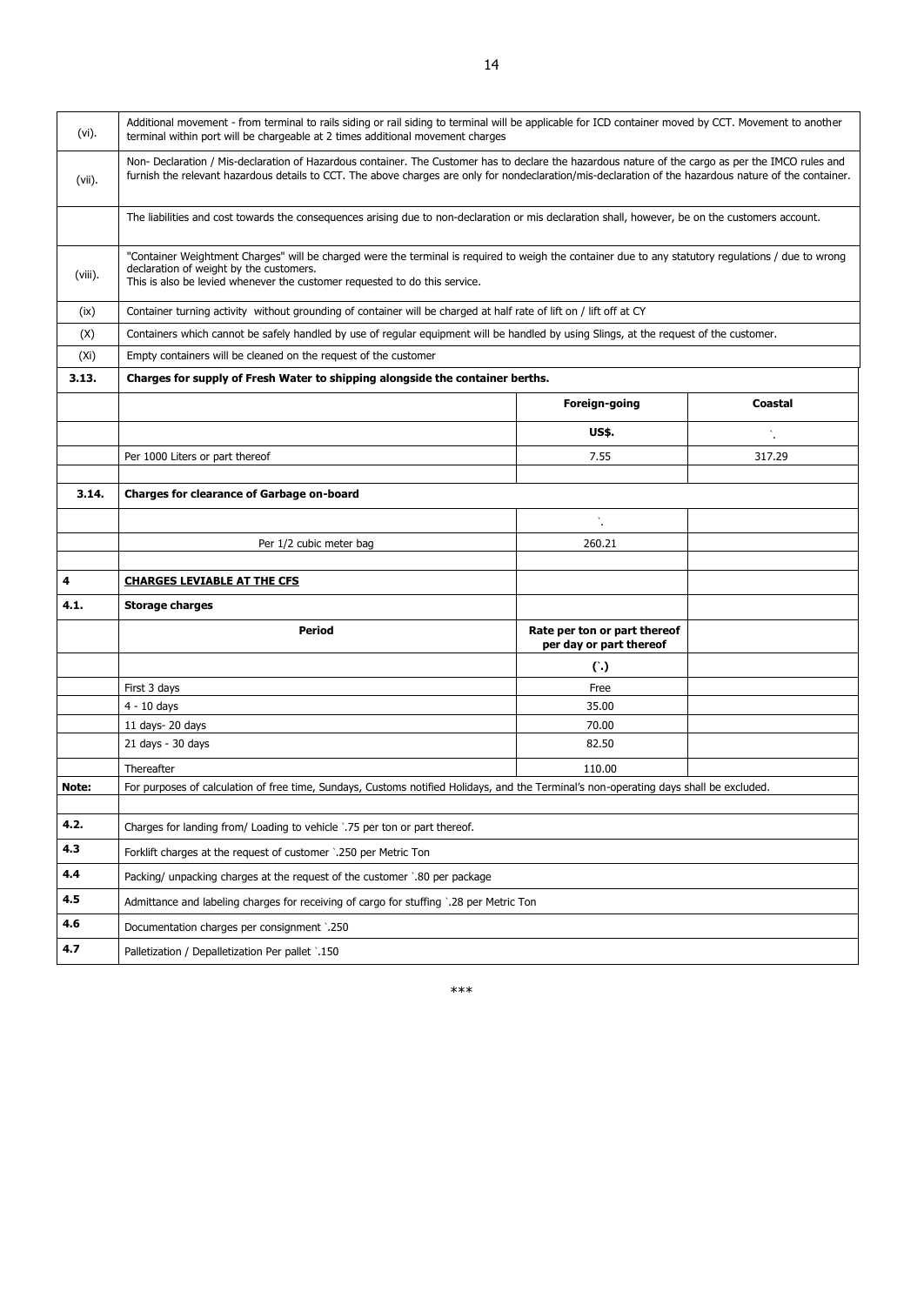| | | | |
|---|---|---|---|
| (vi). | Additional movement - from terminal to rails siding or rail siding to terminal will be applicable for ICD container moved by CCT. Movement to another terminal within port will be chargeable at 2 times additional movement charges | | |
| (vii). | Non- Declaration / Mis-declaration of Hazardous container. The Customer has to declare the hazardous nature of the cargo as per the IMCO rules and furnish the relevant hazardous details to CCT. The above charges are only for nondeclaration/mis-declaration of the hazardous nature of the container. | | |
| | The liabilities and cost towards the consequences arising due to non-declaration or mis declaration shall, however, be on the customers account. | | |
| (viii). | "Container Weightment Charges" will be charged were the terminal is required to weigh the container due to any statutory regulations / due to wrong declaration of weight by the customers.<br>This is also be levied whenever the customer requested to do this service. | | |
| (ix) | Container turning activity without grounding of container will be charged at half rate of lift on / lift off at CY | | |
| (X) | Containers which cannot be safely handled by use of regular equipment will be handled by using Slings, at the request of the customer. | | |
| (Xi) | Empty containers will be cleaned on the request of the customer | | |
| **3.13.** | **Charges for supply of Fresh Water to shipping alongside the container berths.** | | |
| | | **Foreign-going** | **Coastal** |
| | | **US$.** | ` |
| | Per 1000 Liters or part thereof | 7.55 | 317.29 |
| | | | |
| **3.14.** | **Charges for clearance of Garbage on-board** | | |
| | | ` | |
| | Per 1/2 cubic meter bag | 260.21 | |
| | | | |
| **4** | **CHARGES LEVIABLE AT THE CFS** | | |
| **4.1.** | **Storage charges** | | |
| | **Period** | **Rate per ton or part thereof per day or part thereof** | |
| | | **(`)** | |
| | First 3 days | Free | |
| | 4 - 10 days | 35.00 | |
| | 11 days- 20 days | 70.00 | |
| | 21 days - 30 days | 82.50 | |
| | Thereafter | 110.00 | |
| **Note:** | For purposes of calculation of free time, Sundays, Customs notified Holidays, and the Terminal's non-operating days shall be excluded. | | |
| | | | |
| **4.2.** | Charges for landing from/ Loading to vehicle `.75 per ton or part thereof. | | |
| **4.3** | Forklift charges at the request of customer `.250 per Metric Ton | | |
| **4.4** | Packing/ unpacking charges at the request of the customer `.80 per package | | |
| **4.5** | Admittance and labeling charges for receiving of cargo for stuffing `.28 per Metric Ton | | |
| **4.6** | Documentation charges per consignment `.250 | | |
| **4.7** | Palletization / Depalletization Per pallet `.150 | | |

***